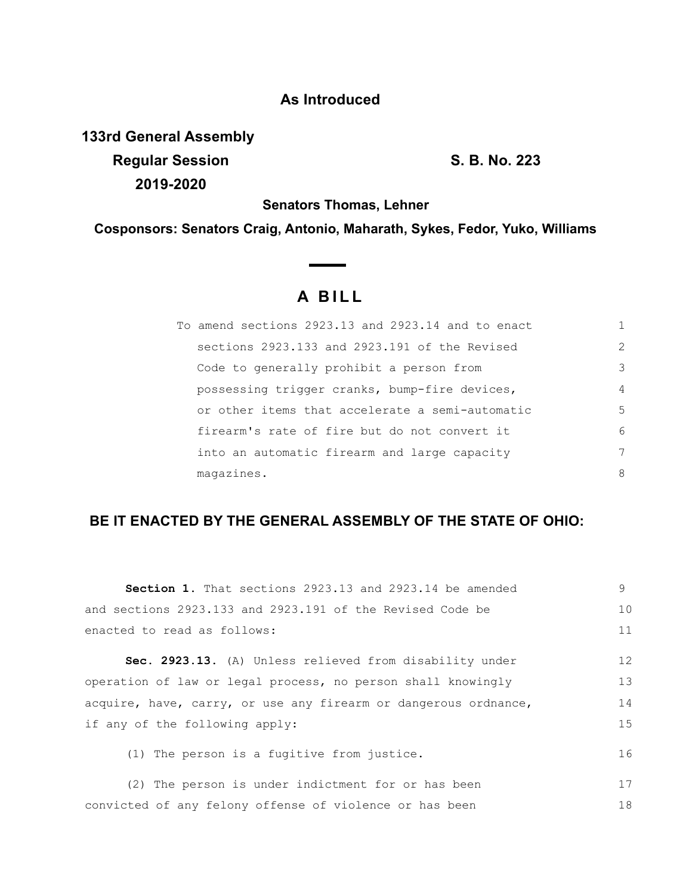**As Introduced**

**133rd General Assembly**
**Regular Session** **S. B. No. 223**
**2019-2020**

**Senators Thomas, Lehner**

**Cosponsors: Senators Craig, Antonio, Maharath, Sykes, Fedor, Yuko, Williams**

# A BILL

To amend sections 2923.13 and 2923.14 and to enact sections 2923.133 and 2923.191 of the Revised Code to generally prohibit a person from possessing trigger cranks, bump-fire devices, or other items that accelerate a semi-automatic firearm's rate of fire but do not convert it into an automatic firearm and large capacity magazines.

## BE IT ENACTED BY THE GENERAL ASSEMBLY OF THE STATE OF OHIO:

**Section 1.** That sections 2923.13 and 2923.14 be amended and sections 2923.133 and 2923.191 of the Revised Code be enacted to read as follows:

**Sec. 2923.13.** (A) Unless relieved from disability under operation of law or legal process, no person shall knowingly acquire, have, carry, or use any firearm or dangerous ordnance, if any of the following apply:

(1) The person is a fugitive from justice.

(2) The person is under indictment for or has been convicted of any felony offense of violence or has been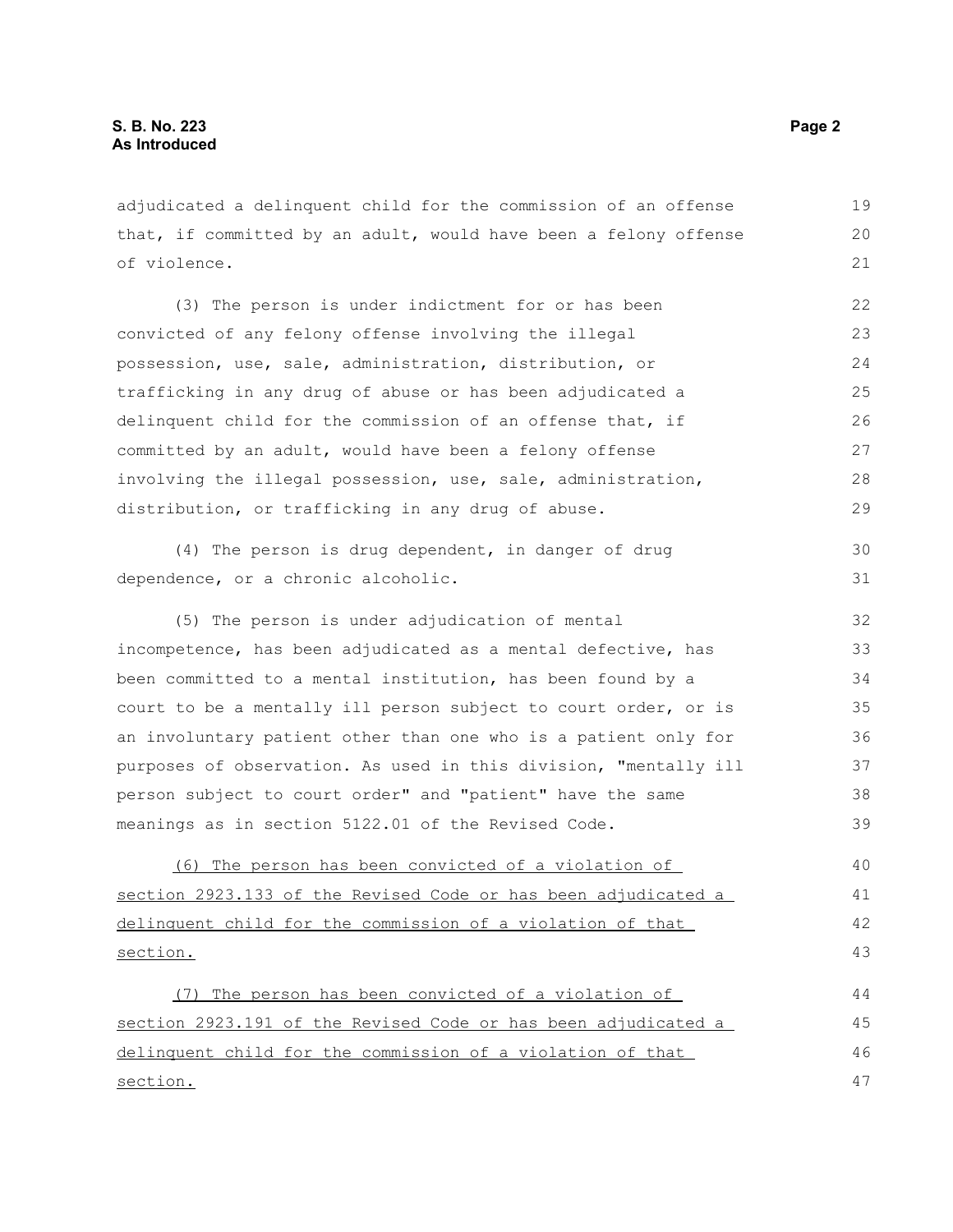adjudicated a delinquent child for the commission of an offense that, if committed by an adult, would have been a felony offense of violence.

(3) The person is under indictment for or has been convicted of any felony offense involving the illegal possession, use, sale, administration, distribution, or trafficking in any drug of abuse or has been adjudicated a delinquent child for the commission of an offense that, if committed by an adult, would have been a felony offense involving the illegal possession, use, sale, administration, distribution, or trafficking in any drug of abuse.

(4) The person is drug dependent, in danger of drug dependence, or a chronic alcoholic.

(5) The person is under adjudication of mental incompetence, has been adjudicated as a mental defective, has been committed to a mental institution, has been found by a court to be a mentally ill person subject to court order, or is an involuntary patient other than one who is a patient only for purposes of observation. As used in this division, "mentally ill person subject to court order" and "patient" have the same meanings as in section 5122.01 of the Revised Code.

<u>(6) The person has been convicted of a violation of section 2923.133 of the Revised Code or has been adjudicated a delinquent child for the commission of a violation of that section.</u>

<u>(7) The person has been convicted of a violation of section 2923.191 of the Revised Code or has been adjudicated a delinquent child for the commission of a violation of that section.</u>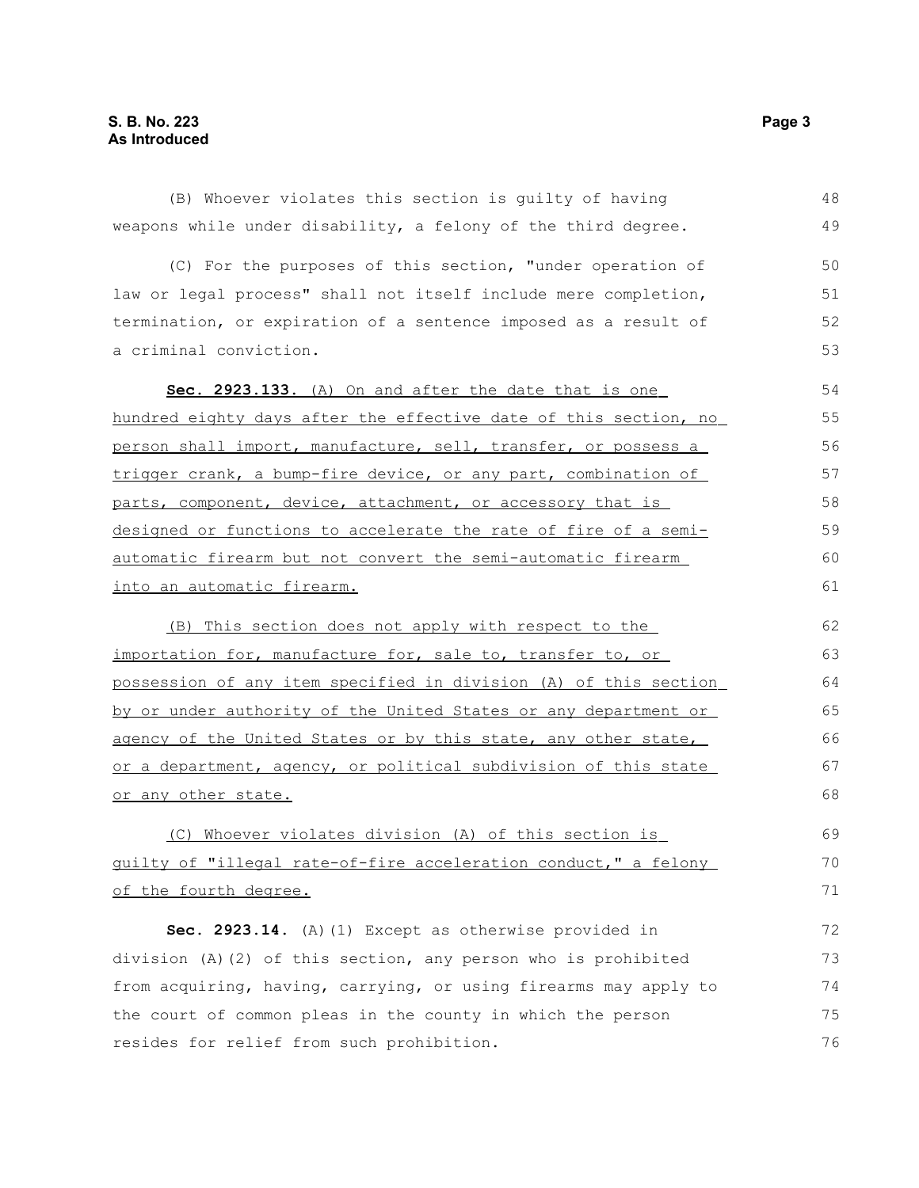(B) Whoever violates this section is guilty of having weapons while under disability, a felony of the third degree.

(C) For the purposes of this section, "under operation of law or legal process" shall not itself include mere completion, termination, or expiration of a sentence imposed as a result of a criminal conviction.

**Sec. 2923.133.** (A) On and after the date that is one hundred eighty days after the effective date of this section, no person shall import, manufacture, sell, transfer, or possess a trigger crank, a bump-fire device, or any part, combination of parts, component, device, attachment, or accessory that is designed or functions to accelerate the rate of fire of a semi-automatic firearm but not convert the semi-automatic firearm into an automatic firearm.

(B) This section does not apply with respect to the importation for, manufacture for, sale to, transfer to, or possession of any item specified in division (A) of this section by or under authority of the United States or any department or agency of the United States or by this state, any other state, or a department, agency, or political subdivision of this state or any other state.

(C) Whoever violates division (A) of this section is guilty of "illegal rate-of-fire acceleration conduct," a felony of the fourth degree.

**Sec. 2923.14.** (A)(1) Except as otherwise provided in division (A)(2) of this section, any person who is prohibited from acquiring, having, carrying, or using firearms may apply to the court of common pleas in the county in which the person resides for relief from such prohibition.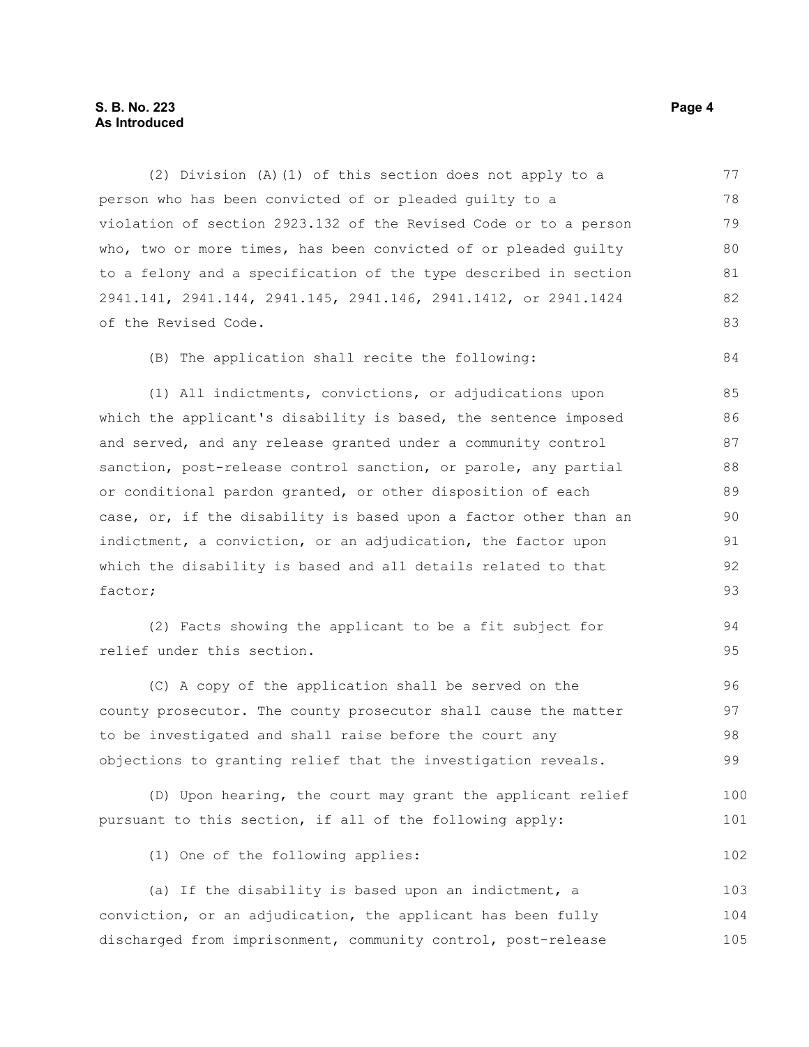(2) Division (A)(1) of this section does not apply to a person who has been convicted of or pleaded guilty to a violation of section 2923.132 of the Revised Code or to a person who, two or more times, has been convicted of or pleaded guilty to a felony and a specification of the type described in section 2941.141, 2941.144, 2941.145, 2941.146, 2941.1412, or 2941.1424 of the Revised Code.

(B) The application shall recite the following:

(1) All indictments, convictions, or adjudications upon which the applicant's disability is based, the sentence imposed and served, and any release granted under a community control sanction, post-release control sanction, or parole, any partial or conditional pardon granted, or other disposition of each case, or, if the disability is based upon a factor other than an indictment, a conviction, or an adjudication, the factor upon which the disability is based and all details related to that factor;

(2) Facts showing the applicant to be a fit subject for relief under this section.

(C) A copy of the application shall be served on the county prosecutor. The county prosecutor shall cause the matter to be investigated and shall raise before the court any objections to granting relief that the investigation reveals.

(D) Upon hearing, the court may grant the applicant relief pursuant to this section, if all of the following apply:

(1) One of the following applies:

(a) If the disability is based upon an indictment, a conviction, or an adjudication, the applicant has been fully discharged from imprisonment, community control, post-release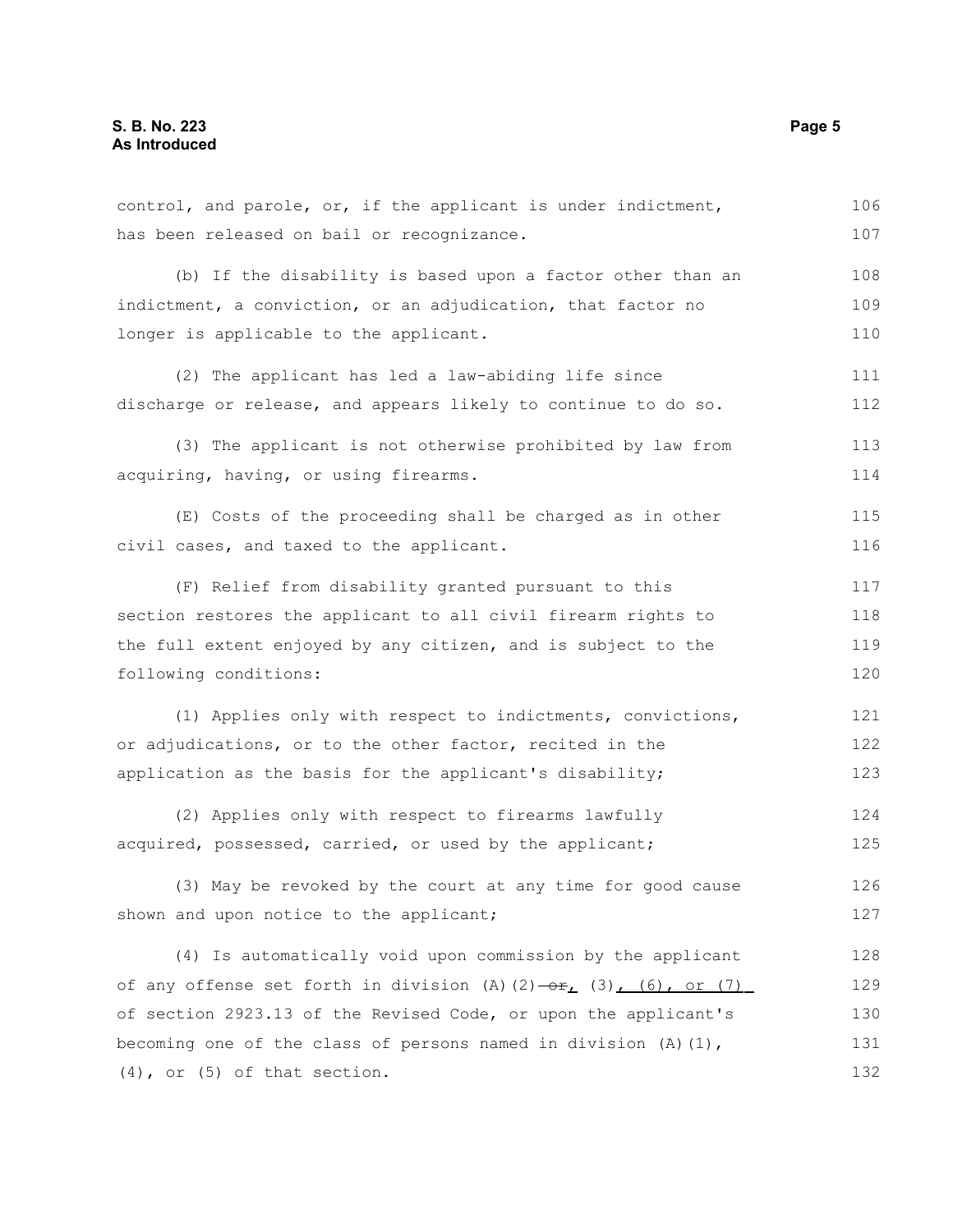control, and parole, or, if the applicant is under indictment, has been released on bail or recognizance.

(b) If the disability is based upon a factor other than an indictment, a conviction, or an adjudication, that factor no longer is applicable to the applicant.

(2) The applicant has led a law-abiding life since discharge or release, and appears likely to continue to do so.

(3) The applicant is not otherwise prohibited by law from acquiring, having, or using firearms.

(E) Costs of the proceeding shall be charged as in other civil cases, and taxed to the applicant.

(F) Relief from disability granted pursuant to this section restores the applicant to all civil firearm rights to the full extent enjoyed by any citizen, and is subject to the following conditions:

(1) Applies only with respect to indictments, convictions, or adjudications, or to the other factor, recited in the application as the basis for the applicant's disability;

(2) Applies only with respect to firearms lawfully acquired, possessed, carried, or used by the applicant;

(3) May be revoked by the court at any time for good cause shown and upon notice to the applicant;

(4) Is automatically void upon commission by the applicant of any offense set forth in division (A)(2) ~~or~~, (3), (6), or (7) of section 2923.13 of the Revised Code, or upon the applicant's becoming one of the class of persons named in division (A)(1), (4), or (5) of that section.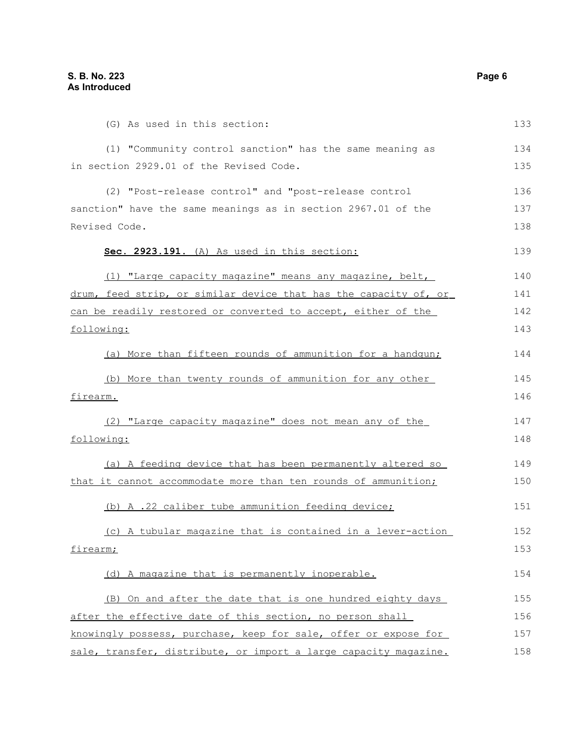(G) As used in this section:

(1) "Community control sanction" has the same meaning as in section 2929.01 of the Revised Code.

(2) "Post-release control" and "post-release control sanction" have the same meanings as in section 2967.01 of the Revised Code.

**Sec. 2923.191.** (A) As used in this section:

(1) "Large capacity magazine" means any magazine, belt, drum, feed strip, or similar device that has the capacity of, or can be readily restored or converted to accept, either of the following:

(a) More than fifteen rounds of ammunition for a handgun;

(b) More than twenty rounds of ammunition for any other firearm.

(2) "Large capacity magazine" does not mean any of the following:

(a) A feeding device that has been permanently altered so that it cannot accommodate more than ten rounds of ammunition;

(b) A .22 caliber tube ammunition feeding device;

(c) A tubular magazine that is contained in a lever-action firearm;

(d) A magazine that is permanently inoperable.

(B) On and after the date that is one hundred eighty days after the effective date of this section, no person shall knowingly possess, purchase, keep for sale, offer or expose for sale, transfer, distribute, or import a large capacity magazine.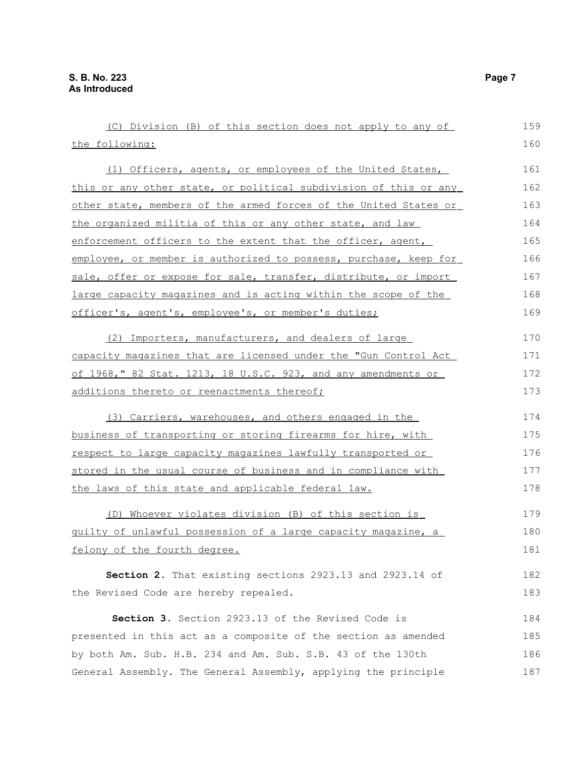(C) Division (B) of this section does not apply to any of the following:

(1) Officers, agents, or employees of the United States, this or any other state, or political subdivision of this or any other state, members of the armed forces of the United States or the organized militia of this or any other state, and law enforcement officers to the extent that the officer, agent, employee, or member is authorized to possess, purchase, keep for sale, offer or expose for sale, transfer, distribute, or import large capacity magazines and is acting within the scope of the officer's, agent's, employee's, or member's duties;

(2) Importers, manufacturers, and dealers of large capacity magazines that are licensed under the "Gun Control Act of 1968," 82 Stat. 1213, 18 U.S.C. 923, and any amendments or additions thereto or reenactments thereof;

(3) Carriers, warehouses, and others engaged in the business of transporting or storing firearms for hire, with respect to large capacity magazines lawfully transported or stored in the usual course of business and in compliance with the laws of this state and applicable federal law.

(D) Whoever violates division (B) of this section is guilty of unlawful possession of a large capacity magazine, a felony of the fourth degree.

**Section 2.** That existing sections 2923.13 and 2923.14 of the Revised Code are hereby repealed.

**Section 3.** Section 2923.13 of the Revised Code is presented in this act as a composite of the section as amended by both Am. Sub. H.B. 234 and Am. Sub. S.B. 43 of the 130th General Assembly. The General Assembly, applying the principle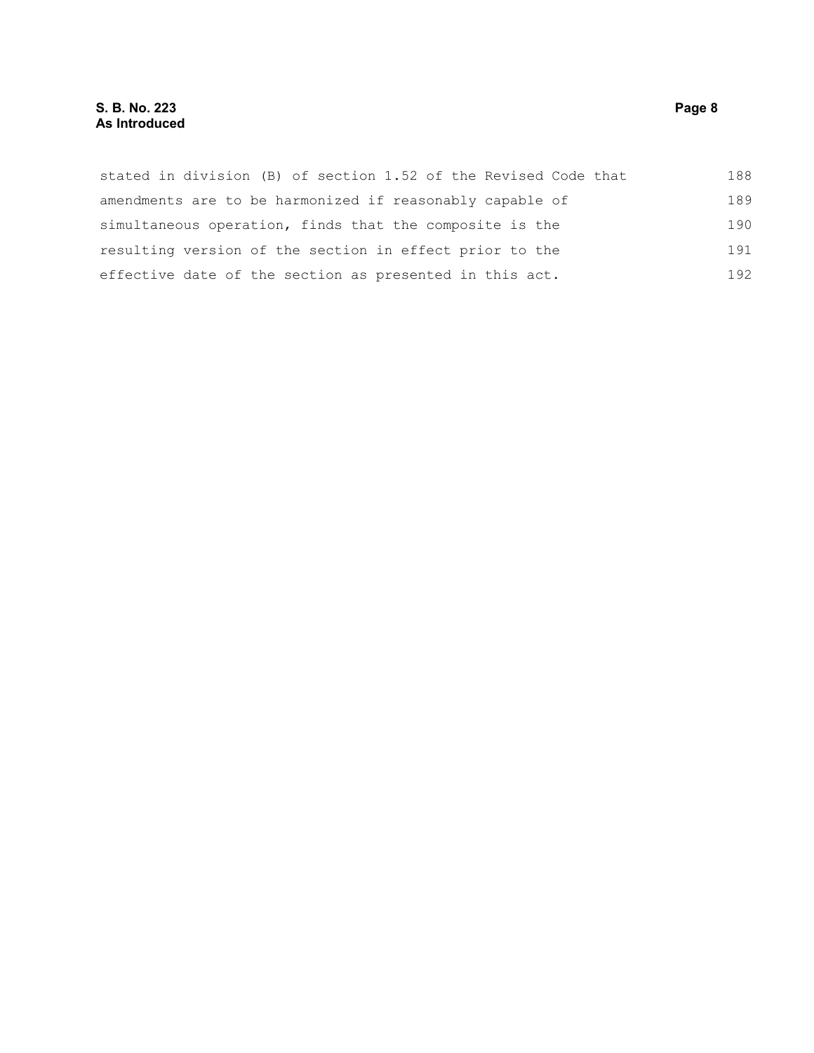stated in division (B) of section 1.52 of the Revised Code that amendments are to be harmonized if reasonably capable of simultaneous operation, finds that the composite is the resulting version of the section in effect prior to the effective date of the section as presented in this act.